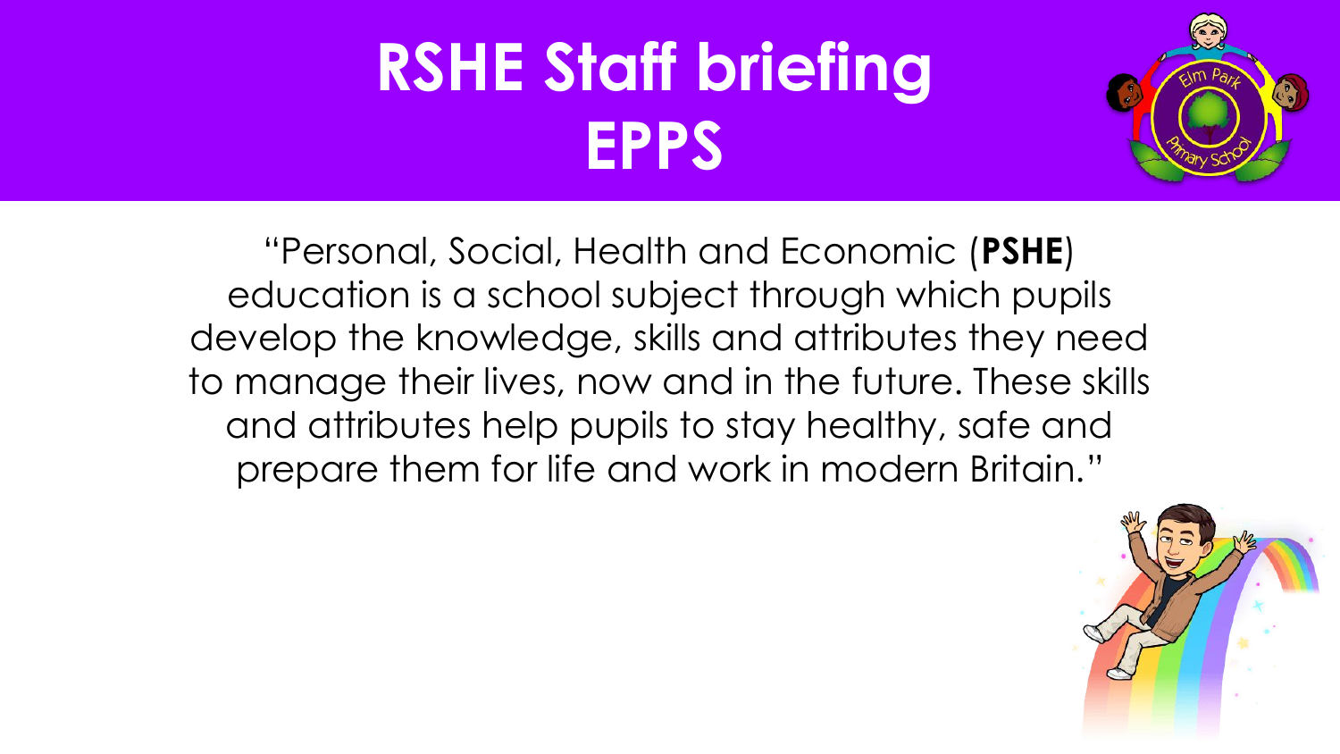# RSHE Staff briefing EPPS

"Personal, Social, Health and Economic (**PSHE**) education is a school subject through which pupils develop the knowledge, skills and attributes they need to manage their lives, now and in the future. These skills and attributes help pupils to stay healthy, safe and prepare them for life and work in modern Britain."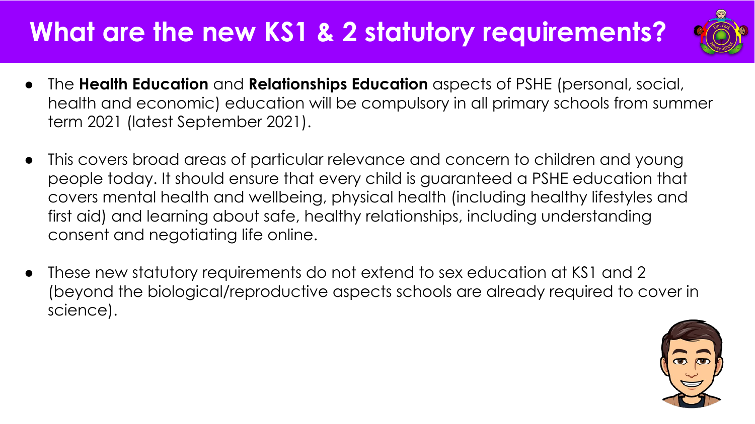# What are the new KS1 & 2 statutory requirements?

- The **Health Education** and **Relationships Education** aspects of PSHE (personal, social, health and economic) education will be compulsory in all primary schools from summer term 2021 (latest September 2021).

- This covers broad areas of particular relevance and concern to children and young people today. It should ensure that every child is guaranteed a PSHE education that covers mental health and wellbeing, physical health (including healthy lifestyles and first aid) and learning about safe, healthy relationships, including understanding consent and negotiating life online.

- These new statutory requirements do not extend to sex education at KS1 and 2 (beyond the biological/reproductive aspects schools are already required to cover in science).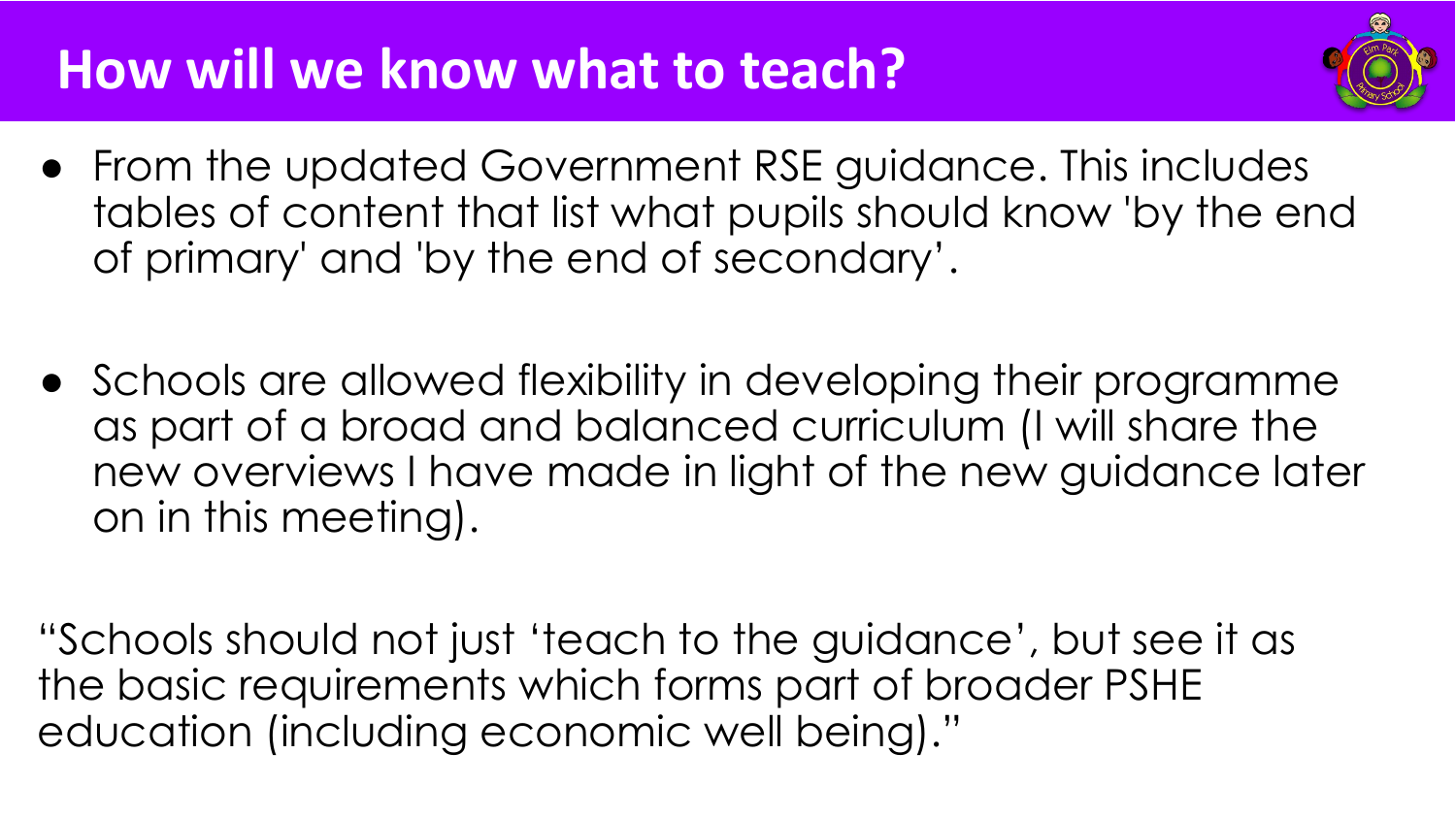# How will we know what to teach?

- From the updated Government RSE guidance. This includes tables of content that list what pupils should know 'by the end of primary' and 'by the end of secondary'.
- Schools are allowed flexibility in developing their programme as part of a broad and balanced curriculum (I will share the new overviews I have made in light of the new guidance later on in this meeting).

"Schools should not just 'teach to the guidance', but see it as the basic requirements which forms part of broader PSHE education (including economic well being)."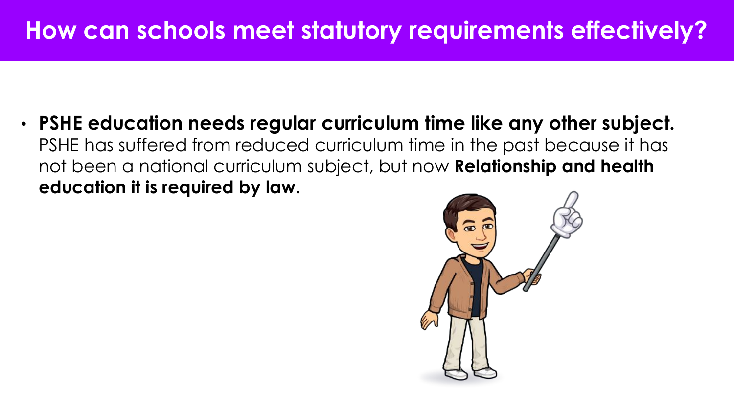# How can schools meet statutory requirements effectively?

- **PSHE education needs regular curriculum time like any other subject.** PSHE has suffered from reduced curriculum time in the past because it has not been a national curriculum subject, but now **Relationship and health education it is required by law.**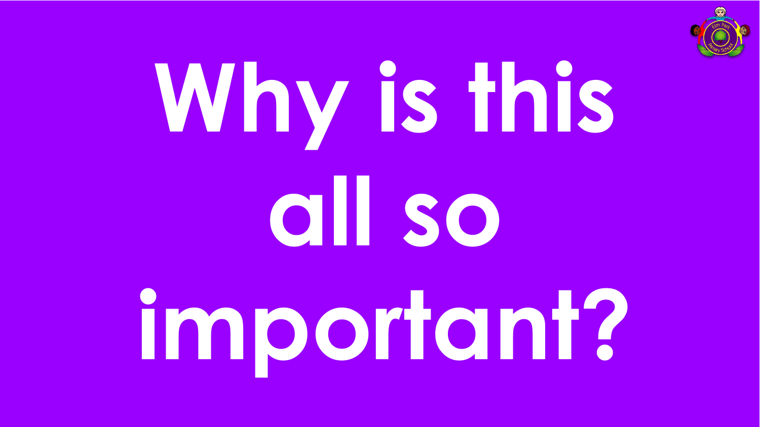# Why is this all so important?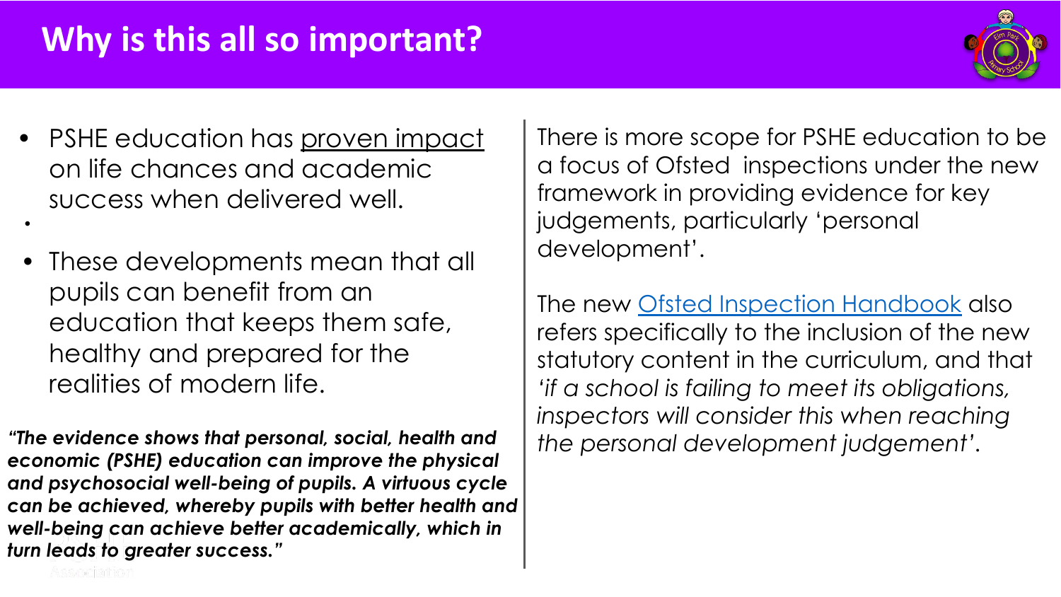# Why is this all so important?

- PSHE education has proven impact on life chances and academic success when delivered well.
- These developments mean that all pupils can benefit from an education that keeps them safe, healthy and prepared for the realities of modern life.

***"The evidence shows that personal, social, health and economic (PSHE) education can improve the physical and psychosocial well-being of pupils. A virtuous cycle can be achieved, whereby pupils with better health and well-being can achieve better academically, which in turn leads to greater success."***

There is more scope for PSHE education to be a focus of Ofsted inspections under the new framework in providing evidence for key judgements, particularly 'personal development'.

The new Ofsted Inspection Handbook also refers specifically to the inclusion of the new statutory content in the curriculum, and that *'if a school is failing to meet its obligations, inspectors will consider this when reaching the personal development judgement'*.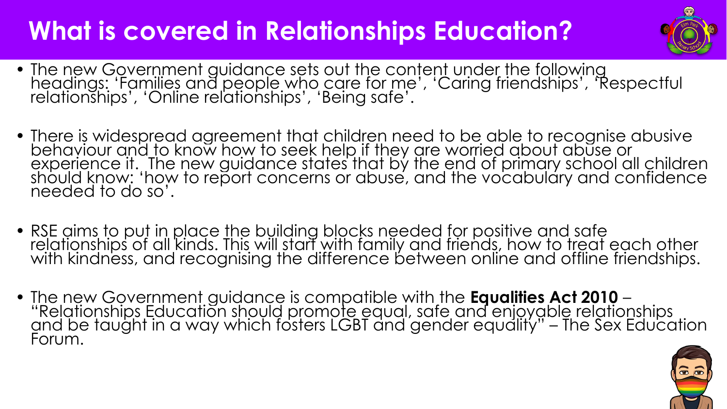# What is covered in Relationships Education?

- The new Government guidance sets out the content under the following headings: 'Families and people who care for me', 'Caring friendships', 'Respectful relationships', 'Online relationships', 'Being safe'.

- There is widespread agreement that children need to be able to recognise abusive behaviour and to know how to seek help if they are worried about abuse or experience it. The new guidance states that by the end of primary school all children should know: 'how to report concerns or abuse, and the vocabulary and confidence needed to do so'.

- RSE aims to put in place the building blocks needed for positive and safe relationships of all kinds. This will start with family and friends, how to treat each other with kindness, and recognising the difference between online and offline friendships.

- The new Government guidance is compatible with the **Equalities Act 2010** – "Relationships Education should promote equal, safe and enjoyable relationships and be taught in a way which fosters LGBT and gender equality" – The Sex Education Forum.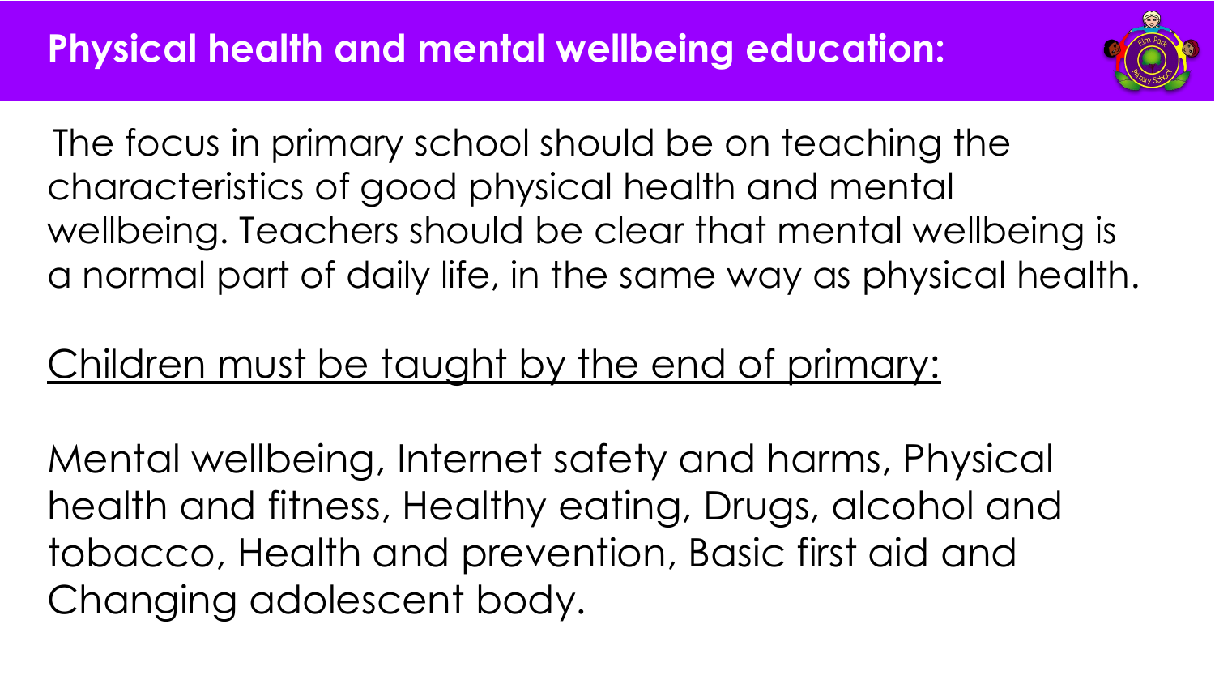# Physical health and mental wellbeing education:

The focus in primary school should be on teaching the characteristics of good physical health and mental wellbeing. Teachers should be clear that mental wellbeing is a normal part of daily life, in the same way as physical health.

<u>Children must be taught by the end of primary:</u>

Mental wellbeing, Internet safety and harms, Physical health and fitness, Healthy eating, Drugs, alcohol and tobacco, Health and prevention, Basic first aid and Changing adolescent body.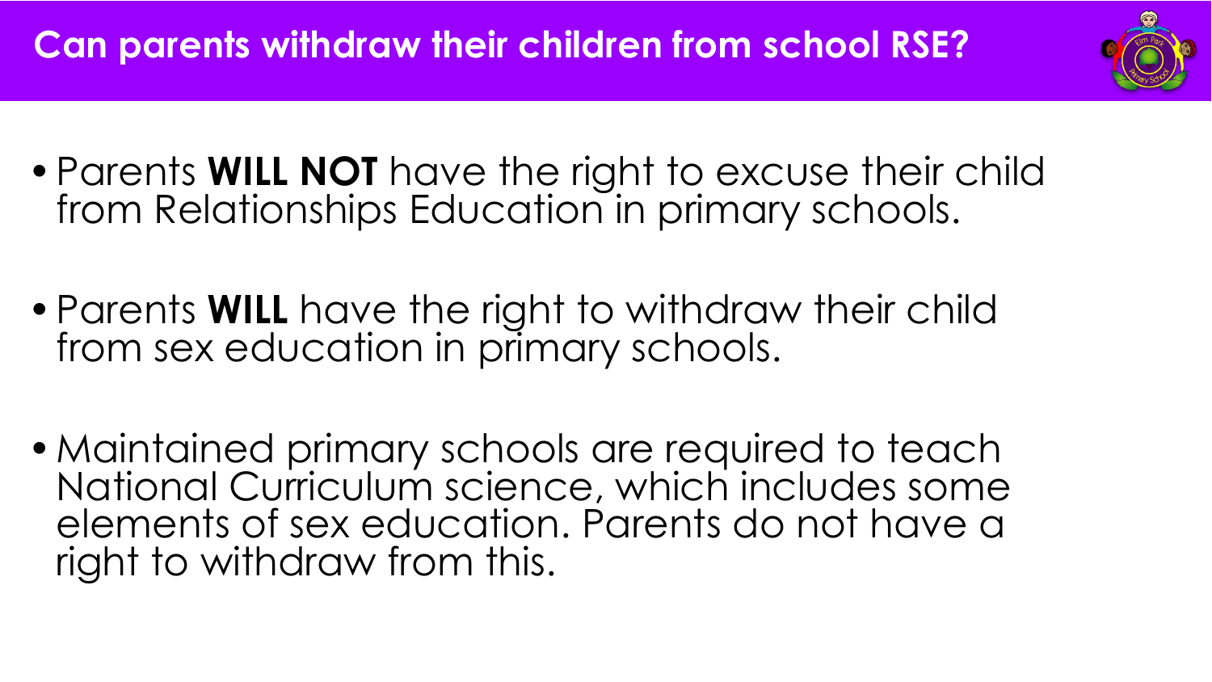# Can parents withdraw their children from school RSE?

- Parents **WILL NOT** have the right to excuse their child from Relationships Education in primary schools.

- Parents **WILL** have the right to withdraw their child from sex education in primary schools.

- Maintained primary schools are required to teach National Curriculum science, which includes some elements of sex education. Parents do not have a right to withdraw from this.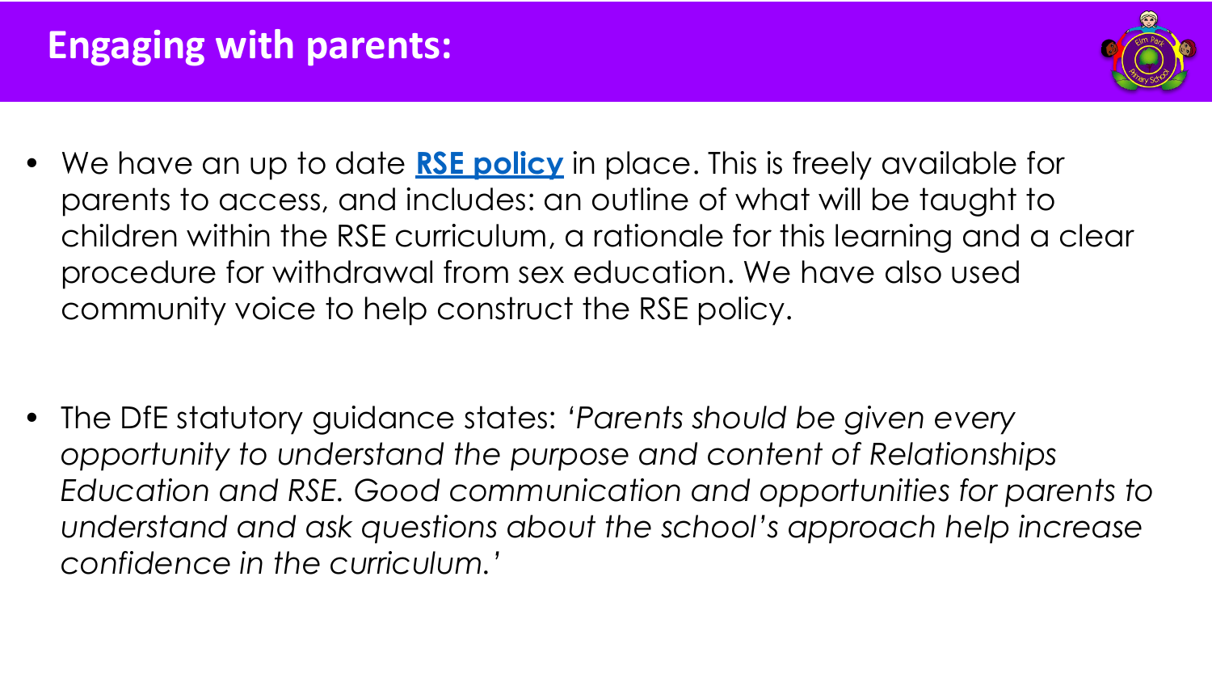# Engaging with parents:

- We have an up to date **RSE policy** in place. This is freely available for parents to access, and includes: an outline of what will be taught to children within the RSE curriculum, a rationale for this learning and a clear procedure for withdrawal from sex education. We have also used community voice to help construct the RSE policy.

- The DfE statutory guidance states: *'Parents should be given every opportunity to understand the purpose and content of Relationships Education and RSE. Good communication and opportunities for parents to understand and ask questions about the school's approach help increase confidence in the curriculum.'*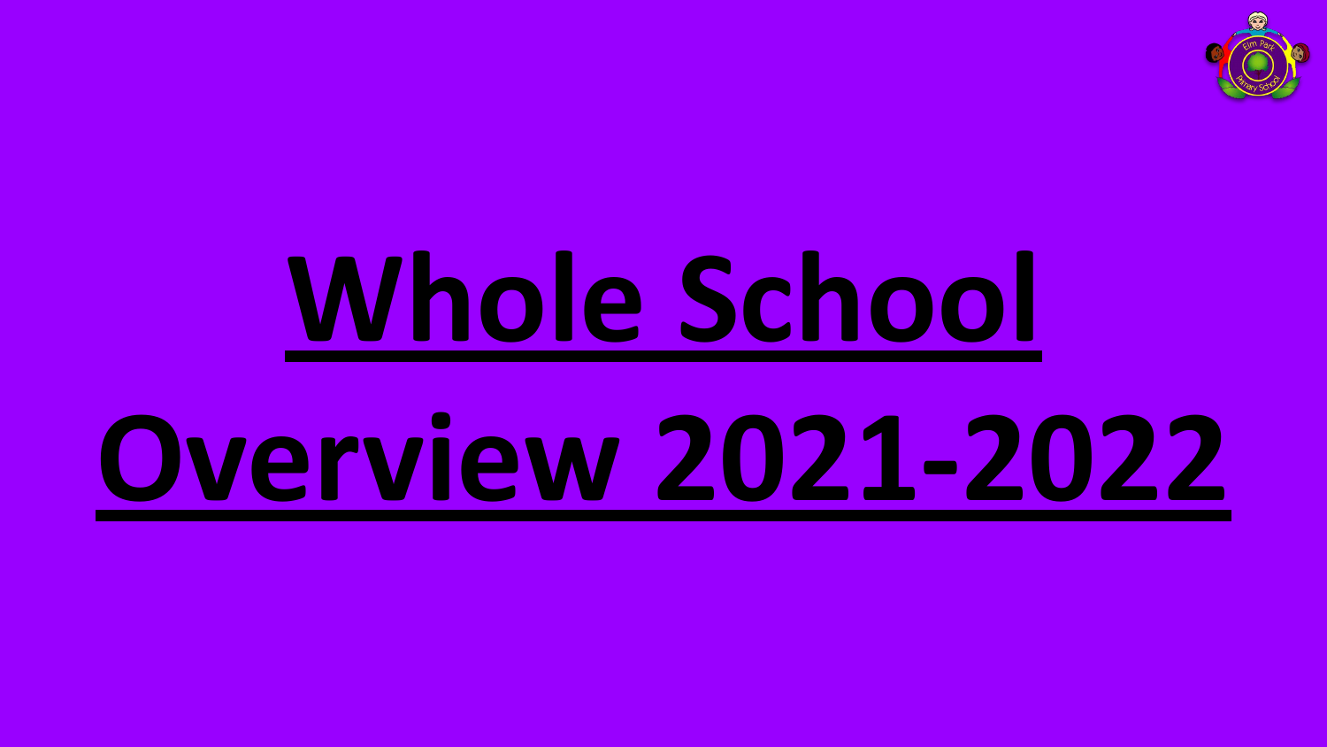# Whole School Overview 2021-2022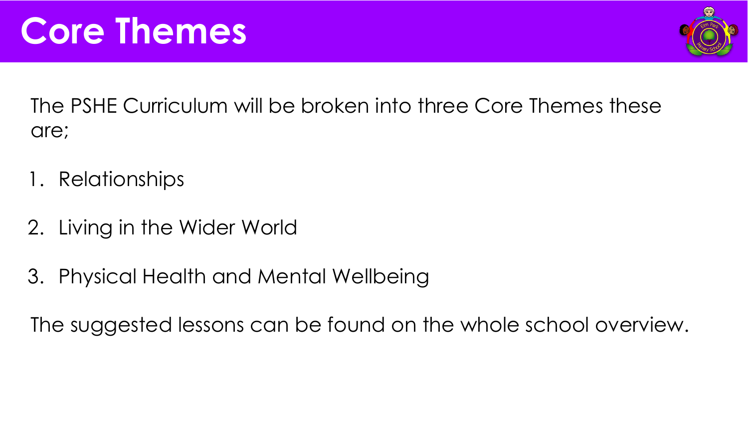# Core Themes

The PSHE Curriculum will be broken into three Core Themes these are;

1. Relationships
2. Living in the Wider World
3. Physical Health and Mental Wellbeing

The suggested lessons can be found on the whole school overview.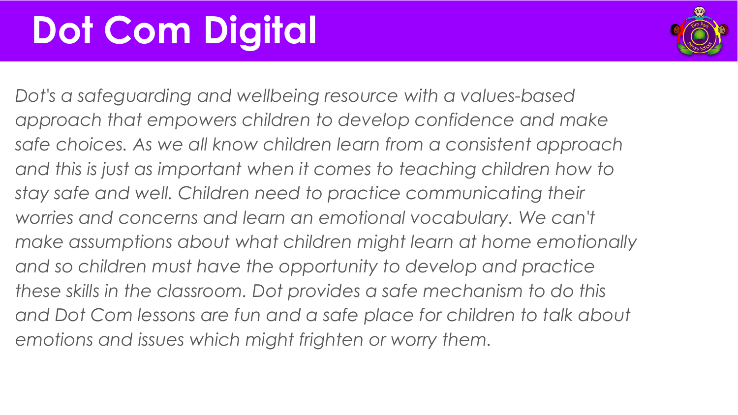# Dot Com Digital

*Dot's a safeguarding and wellbeing resource with a values-based approach that empowers children to develop confidence and make safe choices. As we all know children learn from a consistent approach and this is just as important when it comes to teaching children how to stay safe and well. Children need to practice communicating their worries and concerns and learn an emotional vocabulary. We can't make assumptions about what children might learn at home emotionally and so children must have the opportunity to develop and practice these skills in the classroom. Dot provides a safe mechanism to do this and Dot Com lessons are fun and a safe place for children to talk about emotions and issues which might frighten or worry them.*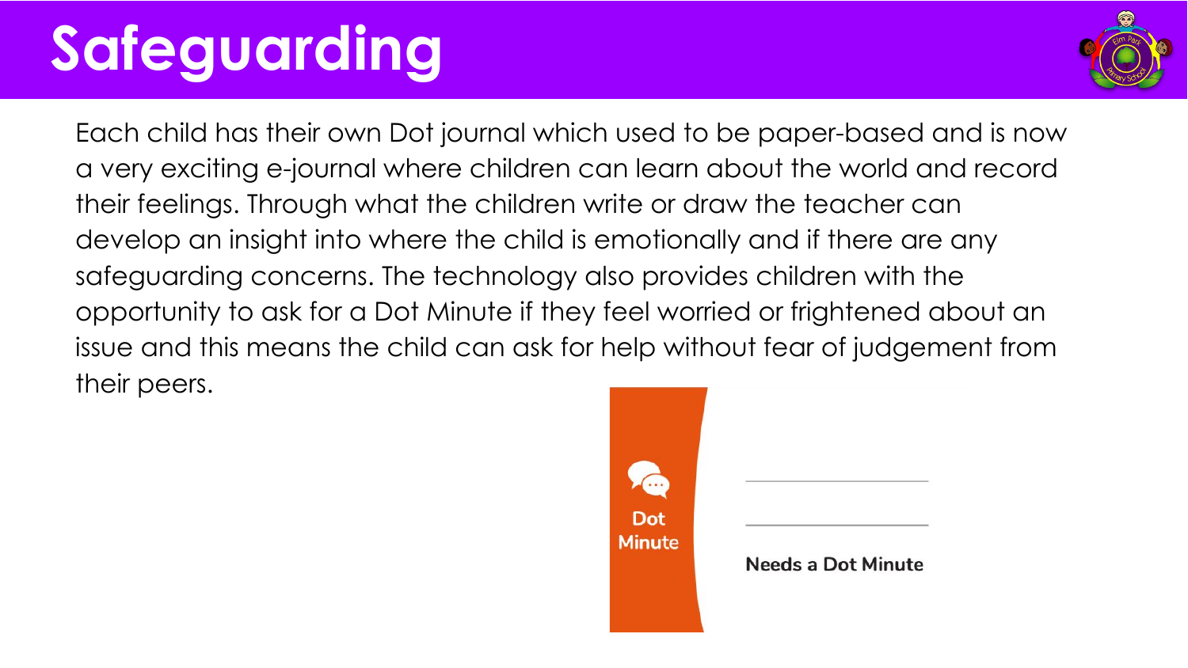# Safeguarding

Each child has their own Dot journal which used to be paper-based and is now a very exciting e-journal where children can learn about the world and record their feelings. Through what the children write or draw the teacher can develop an insight into where the child is emotionally and if there are any safeguarding concerns. The technology also provides children with the opportunity to ask for a Dot Minute if they feel worried or frightened about an issue and this means the child can ask for help without fear of judgement from their peers.

Dot Minute

Needs a Dot Minute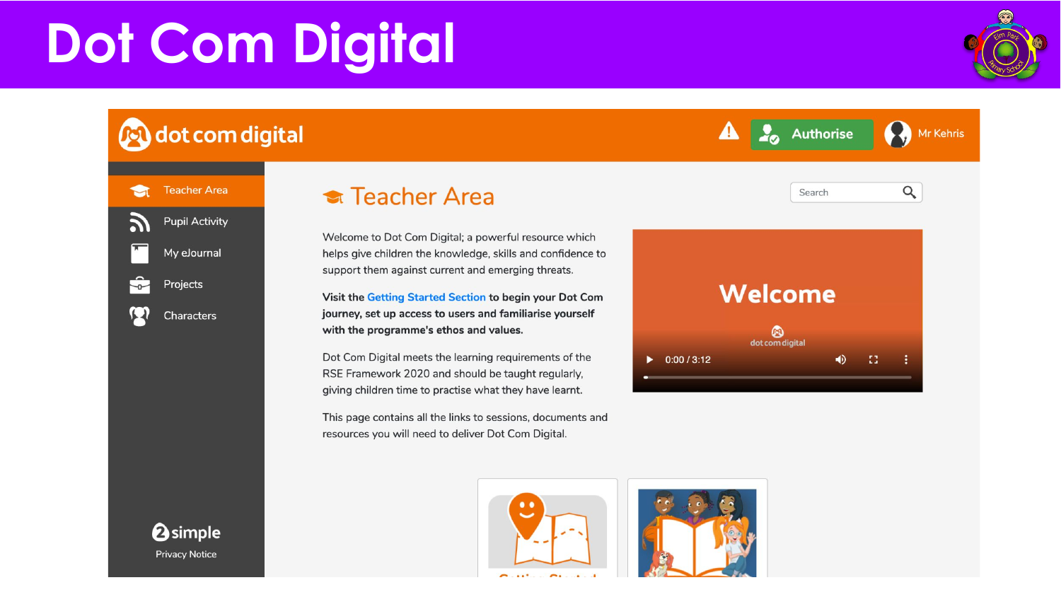# Dot Com Digital

dot com digital

Authorise

Mr Kehris

- Teacher Area
- Pupil Activity
- My eJournal
- Projects
- Characters

2simple

Privacy Notice

## Teacher Area

Search

Welcome to Dot Com Digital; a powerful resource which helps give children the knowledge, skills and confidence to support them against current and emerging threats.

**Visit the Getting Started Section to begin your Dot Com journey, set up access to users and familiarise yourself with the programme's ethos and values.**

Dot Com Digital meets the learning requirements of the RSE Framework 2020 and should be taught regularly, giving children time to practise what they have learnt.

This page contains all the links to sessions, documents and resources you will need to deliver Dot Com Digital.

Welcome

dot com digital

0:00 / 3:12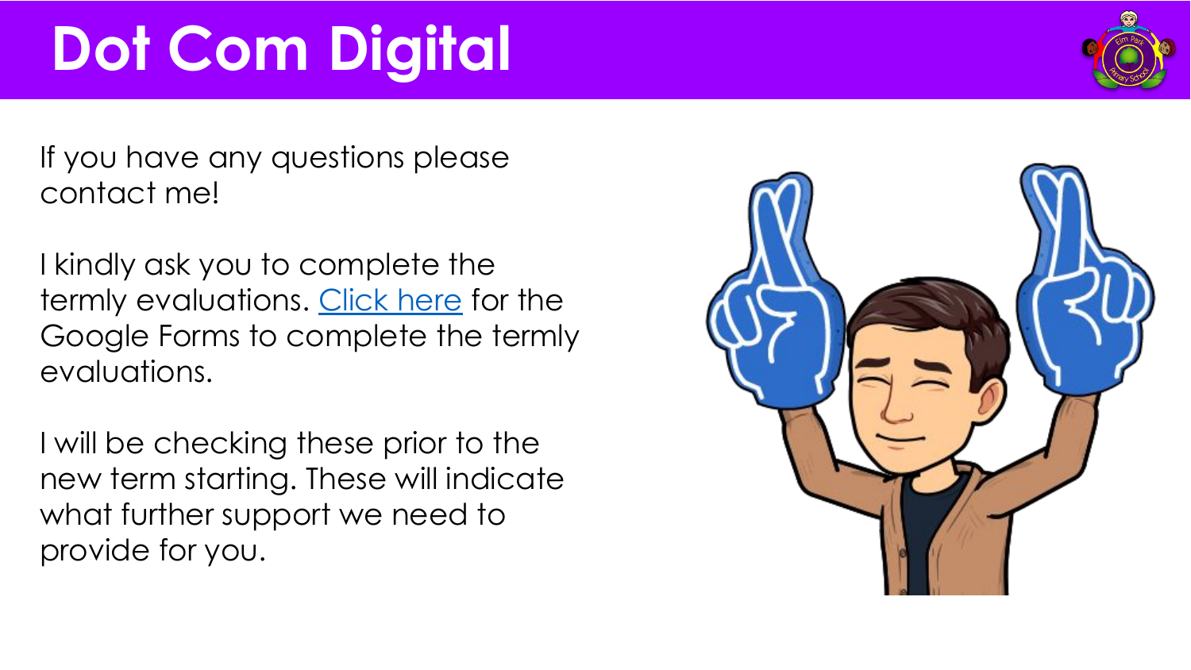# Dot Com Digital

If you have any questions please contact me!

I kindly ask you to complete the termly evaluations. Click here for the Google Forms to complete the termly evaluations.

I will be checking these prior to the new term starting. These will indicate what further support we need to provide for you.